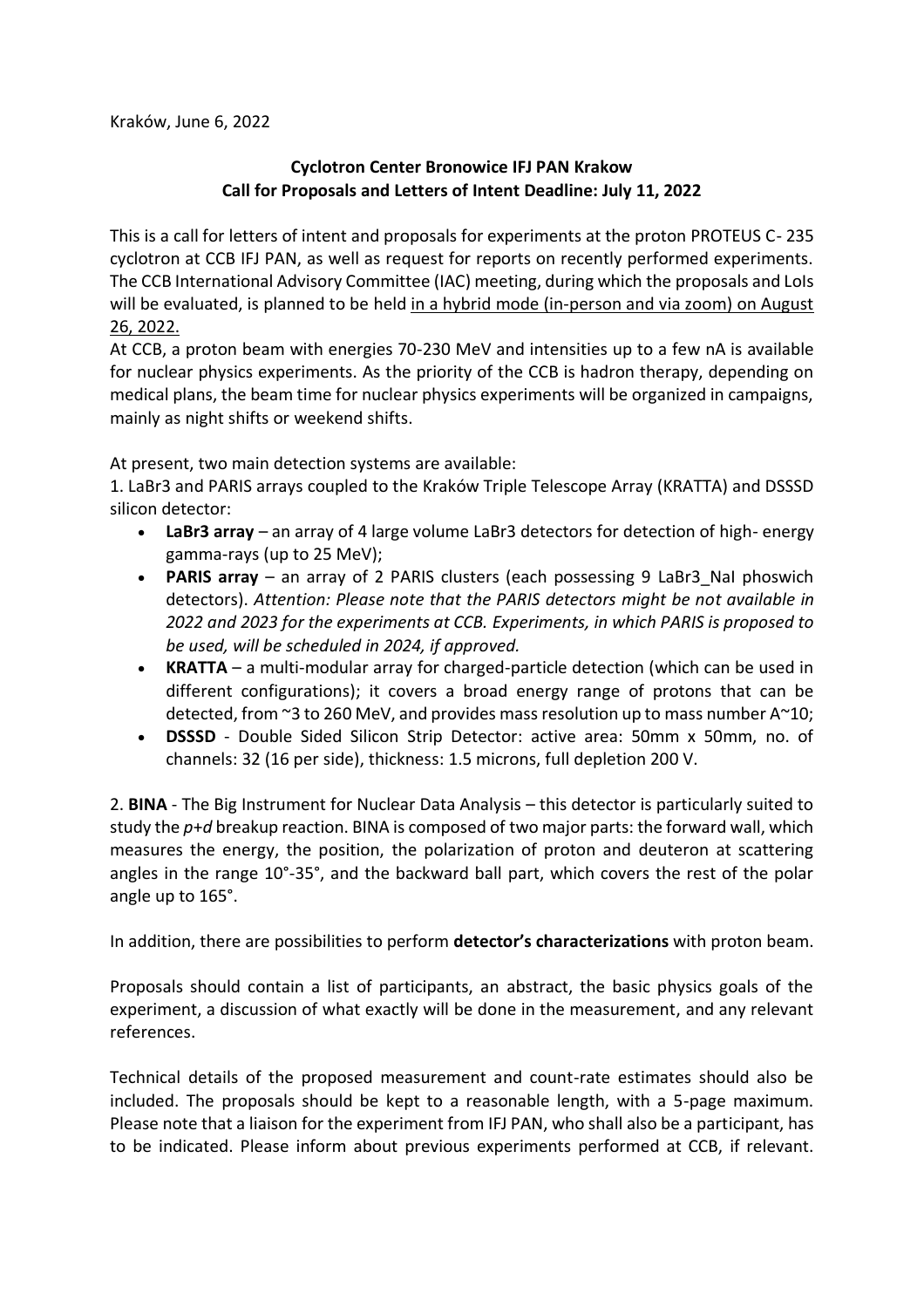Kraków, June 6, 2022

**Cyclotron Center Bronowice IFJ PAN Krakow**
**Call for Proposals and Letters of Intent Deadline: July 11, 2022**

This is a call for letters of intent and proposals for experiments at the proton PROTEUS C- 235 cyclotron at CCB IFJ PAN, as well as request for reports on recently performed experiments. The CCB International Advisory Committee (IAC) meeting, during which the proposals and LoIs will be evaluated, is planned to be held in a hybrid mode (in-person and via zoom) on August 26, 2022.

At CCB, a proton beam with energies 70-230 MeV and intensities up to a few nA is available for nuclear physics experiments. As the priority of the CCB is hadron therapy, depending on medical plans, the beam time for nuclear physics experiments will be organized in campaigns, mainly as night shifts or weekend shifts.

At present, two main detection systems are available:

1. $LaBr_3$ and PARIS arrays coupled to the Kraków Triple Telescope Array (KRATTA) and DSSSD silicon detector:
   - **$LaBr_3$ array** – an array of 4 large volume $LaBr_3$ detectors for detection of high- energy gamma-rays (up to 25 MeV);
   - **PARIS array** – an array of 2 PARIS clusters (each possessing 9 $LaBr_3$_NaI phoswich detectors). *Attention: Please note that the PARIS detectors might be not available in 2022 and 2023 for the experiments at CCB. Experiments, in which PARIS is proposed to be used, will be scheduled in 2024, if approved.*
   - **KRATTA** – a multi-modular array for charged-particle detection (which can be used in different configurations); it covers a broad energy range of protons that can be detected, from ~3 to 260 MeV, and provides mass resolution up to mass number A~10;
   - **DSSSD** - Double Sided Silicon Strip Detector: active area: 50mm x 50mm, no. of channels: 32 (16 per side), thickness: 1.5 microns, full depletion 200 V.

2. **BINA** - The Big Instrument for Nuclear Data Analysis – this detector is particularly suited to study the *p*+*d* breakup reaction. BINA is composed of two major parts: the forward wall, which measures the energy, the position, the polarization of proton and deuteron at scattering angles in the range 10°-35°, and the backward ball part, which covers the rest of the polar angle up to 165°.

In addition, there are possibilities to perform **detector's characterizations** with proton beam.

Proposals should contain a list of participants, an abstract, the basic physics goals of the experiment, a discussion of what exactly will be done in the measurement, and any relevant references.

Technical details of the proposed measurement and count-rate estimates should also be included. The proposals should be kept to a reasonable length, with a 5-page maximum. Please note that a liaison for the experiment from IFJ PAN, who shall also be a participant, has to be indicated. Please inform about previous experiments performed at CCB, if relevant.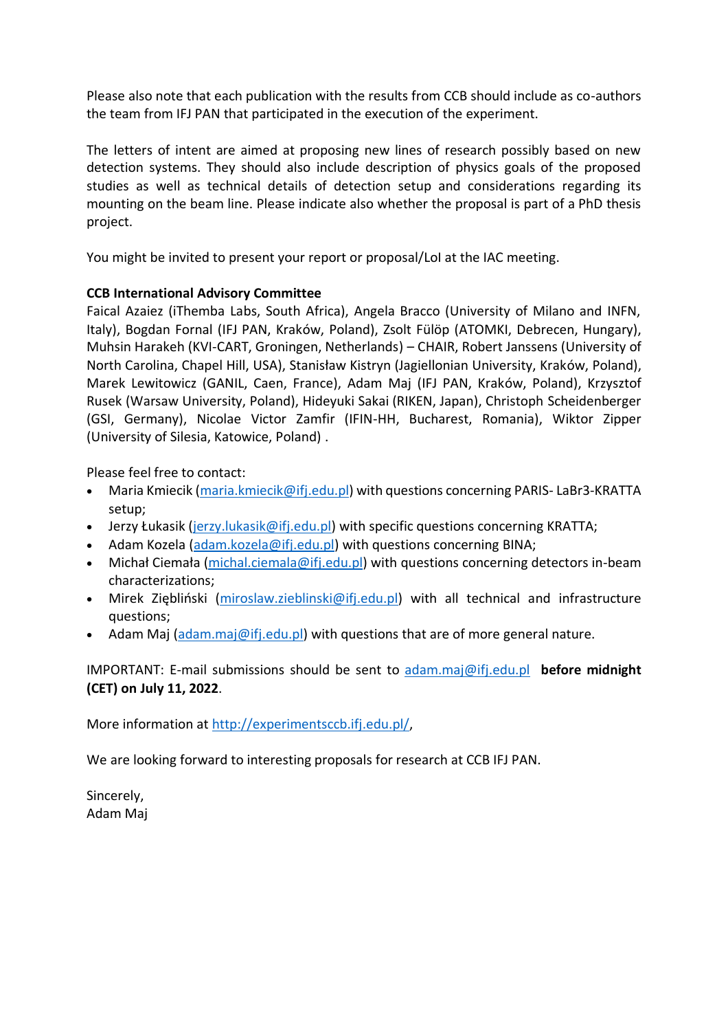Please also note that each publication with the results from CCB should include as co-authors the team from IFJ PAN that participated in the execution of the experiment.

The letters of intent are aimed at proposing new lines of research possibly based on new detection systems. They should also include description of physics goals of the proposed studies as well as technical details of detection setup and considerations regarding its mounting on the beam line. Please indicate also whether the proposal is part of a PhD thesis project.

You might be invited to present your report or proposal/LoI at the IAC meeting.

**CCB International Advisory Committee**
Faical Azaiez (iThemba Labs, South Africa), Angela Bracco (University of Milano and INFN, Italy), Bogdan Fornal (IFJ PAN, Kraków, Poland), Zsolt Fülöp (ATOMKI, Debrecen, Hungary), Muhsin Harakeh (KVI-CART, Groningen, Netherlands) – CHAIR, Robert Janssens (University of North Carolina, Chapel Hill, USA), Stanisław Kistryn (Jagiellonian University, Kraków, Poland), Marek Lewitowicz (GANIL, Caen, France), Adam Maj (IFJ PAN, Kraków, Poland), Krzysztof Rusek (Warsaw University, Poland), Hideyuki Sakai (RIKEN, Japan), Christoph Scheidenberger (GSI, Germany), Nicolae Victor Zamfir (IFIN-HH, Bucharest, Romania), Wiktor Zipper (University of Silesia, Katowice, Poland) .

Please feel free to contact:

- Maria Kmiecik (maria.kmiecik@ifj.edu.pl) with questions concerning PARIS- LaBr3-KRATTA setup;
- Jerzy Łukasik (jerzy.lukasik@ifj.edu.pl) with specific questions concerning KRATTA;
- Adam Kozela (adam.kozela@ifj.edu.pl) with questions concerning BINA;
- Michał Ciemała (michal.ciemala@ifj.edu.pl) with questions concerning detectors in-beam characterizations;
- Mirek Ziębliński (miroslaw.zieblinski@ifj.edu.pl) with all technical and infrastructure questions;
- Adam Maj (adam.maj@ifj.edu.pl) with questions that are of more general nature.

IMPORTANT: E-mail submissions should be sent to adam.maj@ifj.edu.pl **before midnight (CET) on July 11, 2022**.

More information at http://experimentsccb.ifj.edu.pl/,

We are looking forward to interesting proposals for research at CCB IFJ PAN.

Sincerely,
Adam Maj